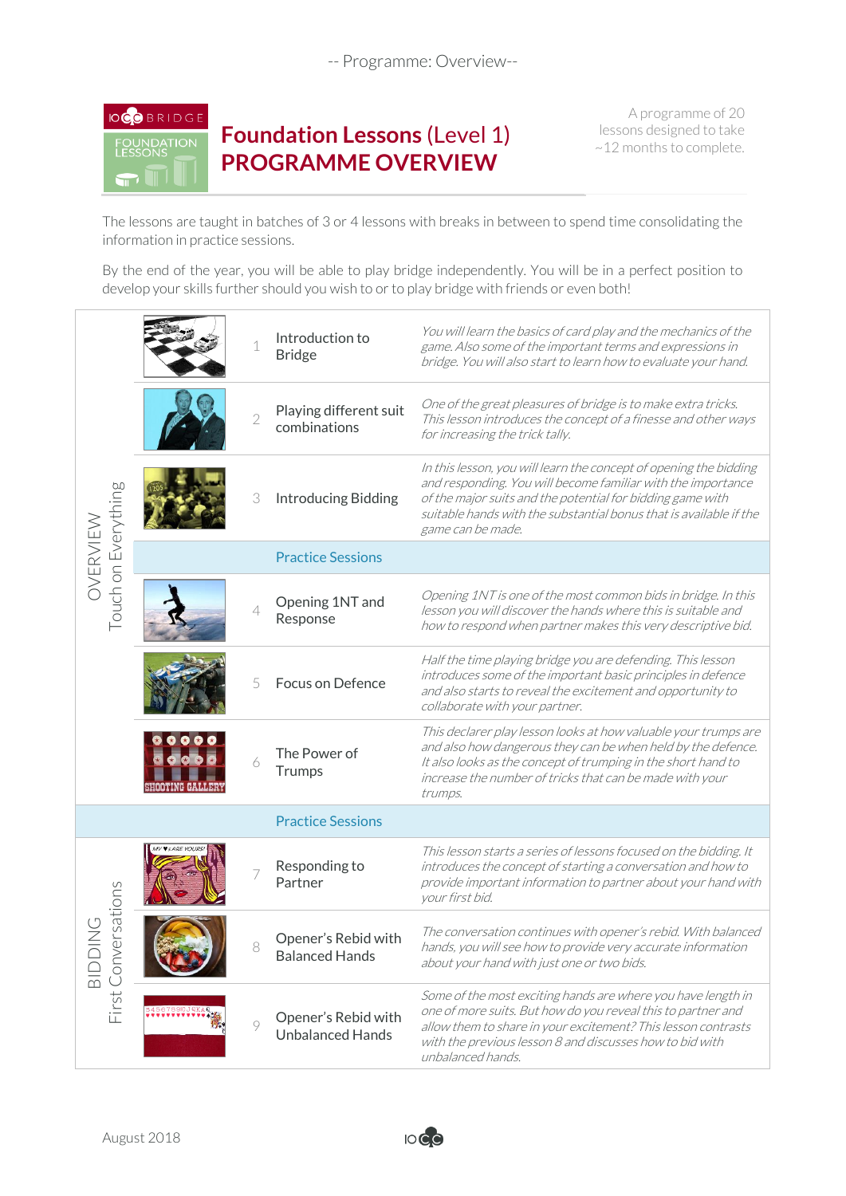-- Programme: Overview--

# Foundation Lessons (Level 1) PROGRAMME OVERVIEW

A programme of 20 lessons designed to take ~12 months to complete.

The lessons are taught in batches of 3 or 4 lessons with breaks in between to spend time consolidating the information in practice sessions.

By the end of the year, you will be able to play bridge independently. You will be in a perfect position to develop your skills further should you wish to or to play bridge with friends or even both!

| Section | # | Lesson | Description |
|---|---|---|---|
| OVERVIEW – Touch on Everything | 1 | Introduction to Bridge | *You will learn the basics of card play and the mechanics of the game. Also some of the important terms and expressions in bridge. You will also start to learn how to evaluate your hand.* |
| | 2 | Playing different suit combinations | *One of the great pleasures of bridge is to make extra tricks. This lesson introduces the concept of a finesse and other ways for increasing the trick tally.* |
| | 3 | Introducing Bidding | *In this lesson, you will learn the concept of opening the bidding and responding. You will become familiar with the importance of the major suits and the potential for bidding game with suitable hands with the substantial bonus that is available if the game can be made.* |
| | | Practice Sessions | |
| | 4 | Opening 1NT and Response | *Opening 1NT is one of the most common bids in bridge. In this lesson you will discover the hands where this is suitable and how to respond when partner makes this very descriptive bid.* |
| | 5 | Focus on Defence | *Half the time playing bridge you are defending. This lesson introduces some of the important basic principles in defence and also starts to reveal the excitement and opportunity to collaborate with your partner.* |
| | 6 | The Power of Trumps | *This declarer play lesson looks at how valuable your trumps are and also how dangerous they can be when held by the defence. It also looks as the concept of trumping in the short hand to increase the number of tricks that can be made with your trumps.* |
| | | Practice Sessions | |
| BIDDING – First Conversations | 7 | Responding to Partner | *This lesson starts a series of lessons focused on the bidding. It introduces the concept of starting a conversation and how to provide important information to partner about your hand with your first bid.* |
| | 8 | Opener's Rebid with Balanced Hands | *The conversation continues with opener's rebid. With balanced hands, you will see how to provide very accurate information about your hand with just one or two bids.* |
| | 9 | Opener's Rebid with Unbalanced Hands | *Some of the most exciting hands are where you have length in one of more suits. But how do you reveal this to partner and allow them to share in your excitement? This lesson contrasts with the previous lesson 8 and discusses how to bid with unbalanced hands.* |

August 2018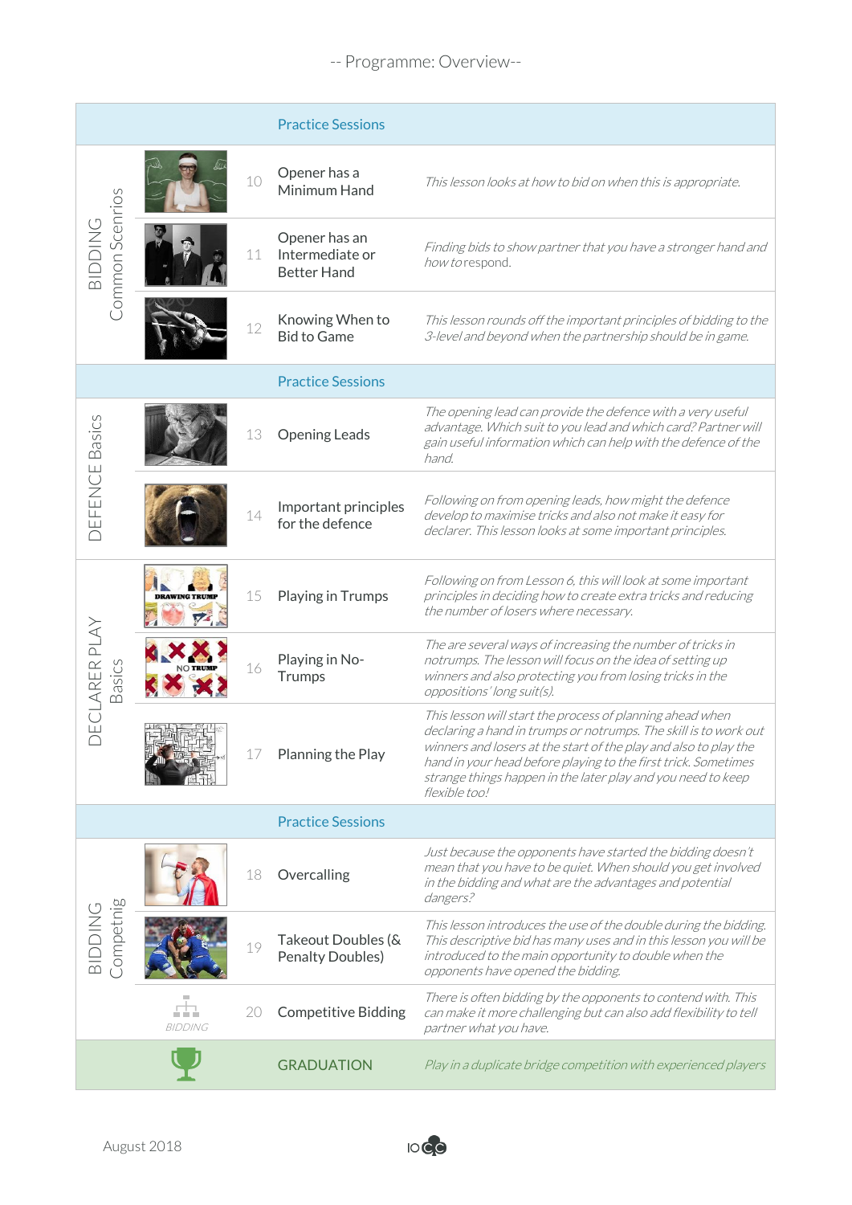-- Programme: Overview--

| | | | |
|---|---|---|---|
| | | Practice Sessions | |
| BIDDING Common Scenrios | 10 | Opener has a Minimum Hand | *This lesson looks at how to bid on when this is appropriate.* |
| | 11 | Opener has an Intermediate or Better Hand | *Finding bids to show partner that you have a stronger hand and how to* respond. |
| | 12 | Knowing When to Bid to Game | *This lesson rounds off the important principles of bidding to the 3-level and beyond when the partnership should be in game.* |
| | | Practice Sessions | |
| DEFENCE Basics | 13 | Opening Leads | *The opening lead can provide the defence with a very useful advantage. Which suit to you lead and which card? Partner will gain useful information which can help with the defence of the hand.* |
| | 14 | Important principles for the defence | *Following on from opening leads, how might the defence develop to maximise tricks and also not make it easy for declarer. This lesson looks at some important principles.* |
| DECLARER PLAY Basics | 15 | Playing in Trumps | *Following on from Lesson 6, this will look at some important principles in deciding how to create extra tricks and reducing the number of losers where necessary.* |
| | 16 | Playing in No-Trumps | *The are several ways of increasing the number of tricks in notrumps. The lesson will focus on the idea of setting up winners and also protecting you from losing tricks in the oppositions' long suit(s).* |
| | 17 | Planning the Play | *This lesson will start the process of planning ahead when declaring a hand in trumps or notrumps. The skill is to work out winners and losers at the start of the play and also to play the hand in your head before playing to the first trick. Sometimes strange things happen in the later play and you need to keep flexible too!* |
| | | Practice Sessions | |
| BIDDING Competing | 18 | Overcalling | *Just because the opponents have started the bidding doesn't mean that you have to be quiet. When should you get involved in the bidding and what are the advantages and potential dangers?* |
| | 19 | Takeout Doubles (& Penalty Doubles) | *This lesson introduces the use of the double during the bidding. This descriptive bid has many uses and in this lesson you will be introduced to the main opportunity to double when the opponents have opened the bidding.* |
| | 20 | Competitive Bidding | *There is often bidding by the opponents to contend with. This can make it more challenging but can also add flexibility to tell partner what you have.* |
| | | GRADUATION | *Play in a duplicate bridge competition with experienced players* |

August 2018